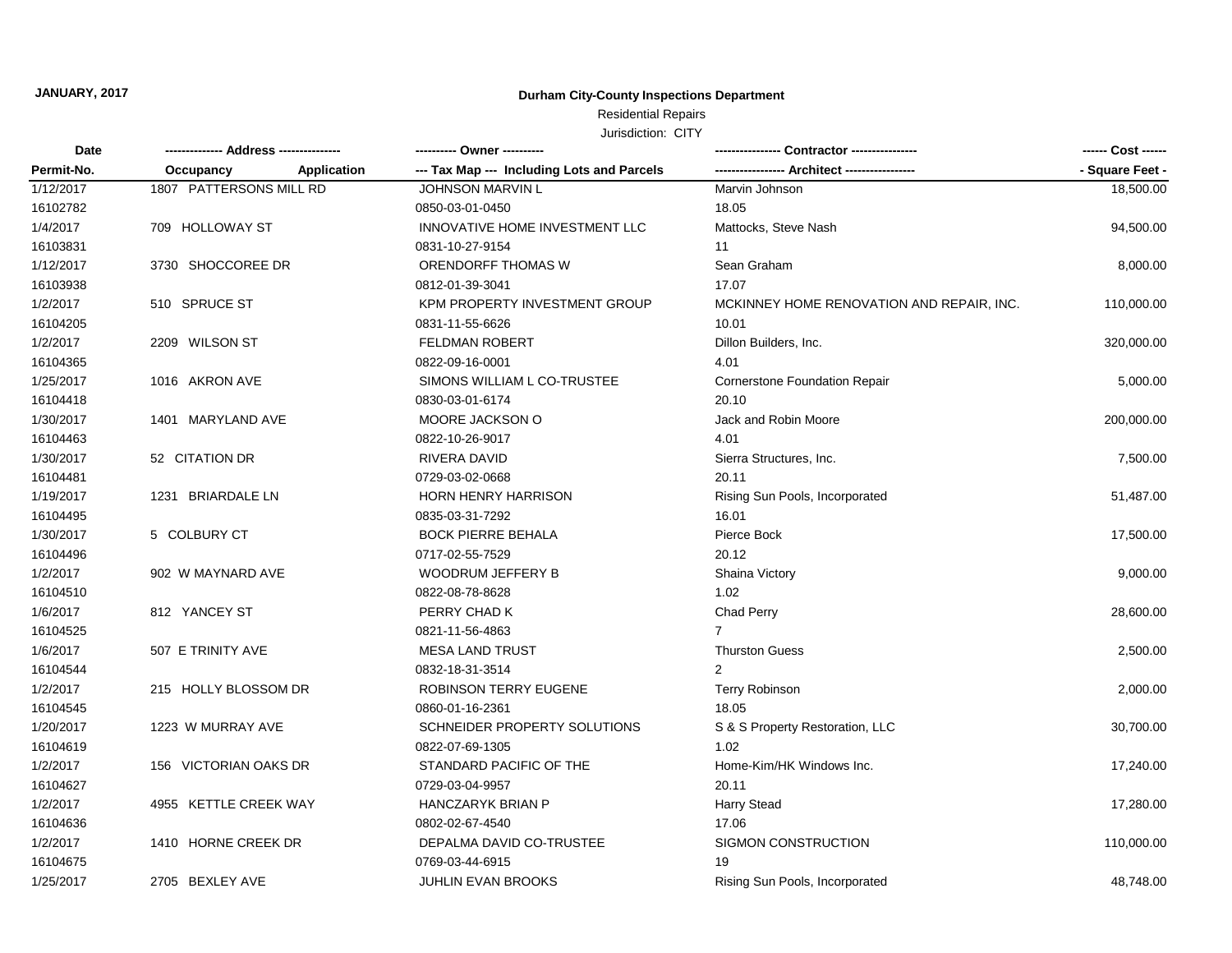**JANUARY, 2017**

# Durham City-County Inspections Department

## Residential Repairs

Jurisdiction: CITY

| Date / Permit-No. | Address / Occupancy / Application | Owner / Tax Map --- Including Lots and Parcels | Contractor / Architect | Cost / Square Feet |
|---|---|---|---|---|
| 1/12/2017 | 1807 PATTERSONS MILL RD | JOHNSON MARVIN L | Marvin Johnson | 18,500.00 |
| 16102782 | | 0850-03-01-0450 | 18.05 | |
| 1/4/2017 | 709 HOLLOWAY ST | INNOVATIVE HOME INVESTMENT LLC | Mattocks, Steve Nash | 94,500.00 |
| 16103831 | | 0831-10-27-9154 | 11 | |
| 1/12/2017 | 3730 SHOCCOREE DR | ORENDORFF THOMAS W | Sean Graham | 8,000.00 |
| 16103938 | | 0812-01-39-3041 | 17.07 | |
| 1/2/2017 | 510 SPRUCE ST | KPM PROPERTY INVESTMENT GROUP | MCKINNEY HOME RENOVATION AND REPAIR, INC. | 110,000.00 |
| 16104205 | | 0831-11-55-6626 | 10.01 | |
| 1/2/2017 | 2209 WILSON ST | FELDMAN ROBERT | Dillon Builders, Inc. | 320,000.00 |
| 16104365 | | 0822-09-16-0001 | 4.01 | |
| 1/25/2017 | 1016 AKRON AVE | SIMONS WILLIAM L CO-TRUSTEE | Cornerstone Foundation Repair | 5,000.00 |
| 16104418 | | 0830-03-01-6174 | 20.10 | |
| 1/30/2017 | 1401 MARYLAND AVE | MOORE JACKSON O | Jack and Robin Moore | 200,000.00 |
| 16104463 | | 0822-10-26-9017 | 4.01 | |
| 1/30/2017 | 52 CITATION DR | RIVERA DAVID | Sierra Structures, Inc. | 7,500.00 |
| 16104481 | | 0729-03-02-0668 | 20.11 | |
| 1/19/2017 | 1231 BRIARDALE LN | HORN HENRY HARRISON | Rising Sun Pools, Incorporated | 51,487.00 |
| 16104495 | | 0835-03-31-7292 | 16.01 | |
| 1/30/2017 | 5 COLBURY CT | BOCK PIERRE BEHALA | Pierce Bock | 17,500.00 |
| 16104496 | | 0717-02-55-7529 | 20.12 | |
| 1/2/2017 | 902 W MAYNARD AVE | WOODRUM JEFFERY B | Shaina Victory | 9,000.00 |
| 16104510 | | 0822-08-78-8628 | 1.02 | |
| 1/6/2017 | 812 YANCEY ST | PERRY CHAD K | Chad Perry | 28,600.00 |
| 16104525 | | 0821-11-56-4863 | 7 | |
| 1/6/2017 | 507 E TRINITY AVE | MESA LAND TRUST | Thurston Guess | 2,500.00 |
| 16104544 | | 0832-18-31-3514 | 2 | |
| 1/2/2017 | 215 HOLLY BLOSSOM DR | ROBINSON TERRY EUGENE | Terry Robinson | 2,000.00 |
| 16104545 | | 0860-01-16-2361 | 18.05 | |
| 1/20/2017 | 1223 W MURRAY AVE | SCHNEIDER PROPERTY SOLUTIONS | S & S Property Restoration, LLC | 30,700.00 |
| 16104619 | | 0822-07-69-1305 | 1.02 | |
| 1/2/2017 | 156 VICTORIAN OAKS DR | STANDARD PACIFIC OF THE | Home-Kim/HK Windows Inc. | 17,240.00 |
| 16104627 | | 0729-03-04-9957 | 20.11 | |
| 1/2/2017 | 4955 KETTLE CREEK WAY | HANCZARYK BRIAN P | Harry Stead | 17,280.00 |
| 16104636 | | 0802-02-67-4540 | 17.06 | |
| 1/2/2017 | 1410 HORNE CREEK DR | DEPALMA DAVID CO-TRUSTEE | SIGMON CONSTRUCTION | 110,000.00 |
| 16104675 | | 0769-03-44-6915 | 19 | |
| 1/25/2017 | 2705 BEXLEY AVE | JUHLIN EVAN BROOKS | Rising Sun Pools, Incorporated | 48,748.00 |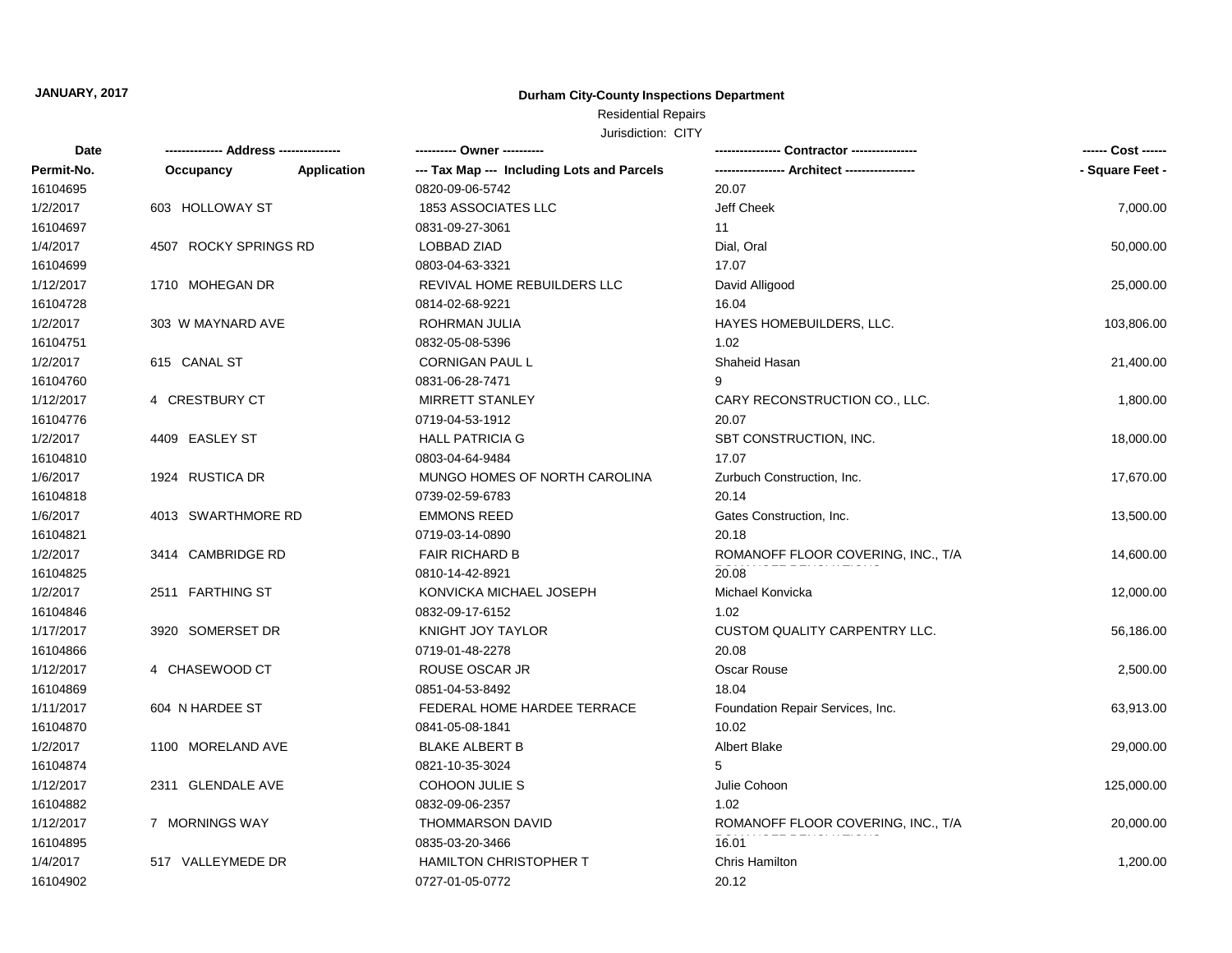**JANUARY, 2017**

**Durham City-County Inspections Department**

Residential Repairs

Jurisdiction: CITY

| Date / Permit-No. | Address / Occupancy Application | Owner / Tax Map Including Lots and Parcels | Contractor / Architect | Cost / Square Feet |
|---|---|---|---|---|
| 16104695 | | 0820-09-06-5742 | 20.07 | |
| 1/2/2017 | 603 HOLLOWAY ST | 1853 ASSOCIATES LLC | Jeff Cheek | 7,000.00 |
| 16104697 | | 0831-09-27-3061 | 11 | |
| 1/4/2017 | 4507 ROCKY SPRINGS RD | LOBBAD ZIAD | Dial, Oral | 50,000.00 |
| 16104699 | | 0803-04-63-3321 | 17.07 | |
| 1/12/2017 | 1710 MOHEGAN DR | REVIVAL HOME REBUILDERS LLC | David Alligood | 25,000.00 |
| 16104728 | | 0814-02-68-9221 | 16.04 | |
| 1/2/2017 | 303 W MAYNARD AVE | ROHRMAN JULIA | HAYES HOMEBUILDERS, LLC. | 103,806.00 |
| 16104751 | | 0832-05-08-5396 | 1.02 | |
| 1/2/2017 | 615 CANAL ST | CORNIGAN PAUL L | Shaheid Hasan | 21,400.00 |
| 16104760 | | 0831-06-28-7471 | 9 | |
| 1/12/2017 | 4 CRESTBURY CT | MIRRETT STANLEY | CARY RECONSTRUCTION CO., LLC. | 1,800.00 |
| 16104776 | | 0719-04-53-1912 | 20.07 | |
| 1/2/2017 | 4409 EASLEY ST | HALL PATRICIA G | SBT CONSTRUCTION, INC. | 18,000.00 |
| 16104810 | | 0803-04-64-9484 | 17.07 | |
| 1/6/2017 | 1924 RUSTICA DR | MUNGO HOMES OF NORTH CAROLINA | Zurbuch Construction, Inc. | 17,670.00 |
| 16104818 | | 0739-02-59-6783 | 20.14 | |
| 1/6/2017 | 4013 SWARTHMORE RD | EMMONS REED | Gates Construction, Inc. | 13,500.00 |
| 16104821 | | 0719-03-14-0890 | 20.18 | |
| 1/2/2017 | 3414 CAMBRIDGE RD | FAIR RICHARD B | ROMANOFF FLOOR COVERING, INC., T/A | 14,600.00 |
| 16104825 | | 0810-14-42-8921 | 20.08 | |
| 1/2/2017 | 2511 FARTHING ST | KONVICKA MICHAEL JOSEPH | Michael Konvicka | 12,000.00 |
| 16104846 | | 0832-09-17-6152 | 1.02 | |
| 1/17/2017 | 3920 SOMERSET DR | KNIGHT JOY TAYLOR | CUSTOM QUALITY CARPENTRY LLC. | 56,186.00 |
| 16104866 | | 0719-01-48-2278 | 20.08 | |
| 1/12/2017 | 4 CHASEWOOD CT | ROUSE OSCAR JR | Oscar Rouse | 2,500.00 |
| 16104869 | | 0851-04-53-8492 | 18.04 | |
| 1/11/2017 | 604 N HARDEE ST | FEDERAL HOME HARDEE TERRACE | Foundation Repair Services, Inc. | 63,913.00 |
| 16104870 | | 0841-05-08-1841 | 10.02 | |
| 1/2/2017 | 1100 MORELAND AVE | BLAKE ALBERT B | Albert Blake | 29,000.00 |
| 16104874 | | 0821-10-35-3024 | 5 | |
| 1/12/2017 | 2311 GLENDALE AVE | COHOON JULIE S | Julie Cohoon | 125,000.00 |
| 16104882 | | 0832-09-06-2357 | 1.02 | |
| 1/12/2017 | 7 MORNINGS WAY | THOMMARSON DAVID | ROMANOFF FLOOR COVERING, INC., T/A | 20,000.00 |
| 16104895 | | 0835-03-20-3466 | 16.01 | |
| 1/4/2017 | 517 VALLEYMEDE DR | HAMILTON CHRISTOPHER T | Chris Hamilton | 1,200.00 |
| 16104902 | | 0727-01-05-0772 | 20.12 | |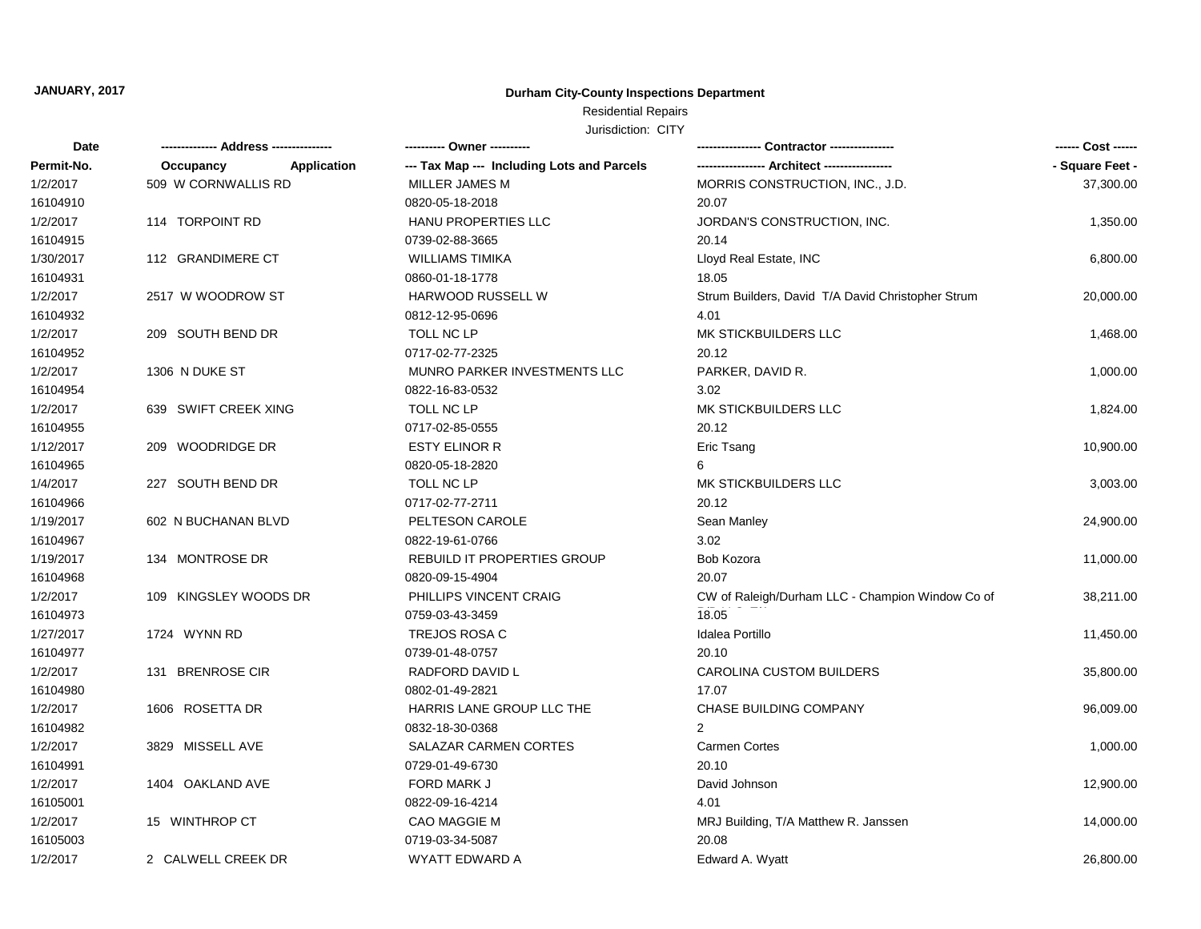**JANUARY, 2017**

**Durham City-County Inspections Department**

Residential Repairs

Jurisdiction: CITY

| Date<br>Permit-No. | ------------- Address --------------<br>Occupancy Application | ---------- Owner ----------<br>--- Tax Map --- Including Lots and Parcels | ---------------- Contractor ----------------<br>----------------- Architect ----------------- | ------ Cost ------<br>- Square Feet - |
|---|---|---|---|---|
| 1/2/2017<br>16104910 | 509 W CORNWALLIS RD | MILLER JAMES M<br>0820-05-18-2018 | MORRIS CONSTRUCTION, INC., J.D.<br>20.07 | 37,300.00 |
| 1/2/2017<br>16104915 | 114 TORPOINT RD | HANU PROPERTIES LLC<br>0739-02-88-3665 | JORDAN'S CONSTRUCTION, INC.<br>20.14 | 1,350.00 |
| 1/30/2017<br>16104931 | 112 GRANDIMERE CT | WILLIAMS TIMIKA<br>0860-01-18-1778 | Lloyd Real Estate, INC<br>18.05 | 6,800.00 |
| 1/2/2017<br>16104932 | 2517 W WOODROW ST | HARWOOD RUSSELL W<br>0812-12-95-0696 | Strum Builders, David T/A David Christopher Strum<br>4.01 | 20,000.00 |
| 1/2/2017<br>16104952 | 209 SOUTH BEND DR | TOLL NC LP<br>0717-02-77-2325 | MK STICKBUILDERS LLC<br>20.12 | 1,468.00 |
| 1/2/2017<br>16104954 | 1306 N DUKE ST | MUNRO PARKER INVESTMENTS LLC<br>0822-16-83-0532 | PARKER, DAVID R.<br>3.02 | 1,000.00 |
| 1/2/2017<br>16104955 | 639 SWIFT CREEK XING | TOLL NC LP<br>0717-02-85-0555 | MK STICKBUILDERS LLC<br>20.12 | 1,824.00 |
| 1/12/2017<br>16104965 | 209 WOODRIDGE DR | ESTY ELINOR R<br>0820-05-18-2820 | Eric Tsang<br>6 | 10,900.00 |
| 1/4/2017<br>16104966 | 227 SOUTH BEND DR | TOLL NC LP<br>0717-02-77-2711 | MK STICKBUILDERS LLC<br>20.12 | 3,003.00 |
| 1/19/2017<br>16104967 | 602 N BUCHANAN BLVD | PELTESON CAROLE<br>0822-19-61-0766 | Sean Manley<br>3.02 | 24,900.00 |
| 1/19/2017<br>16104968 | 134 MONTROSE DR | REBUILD IT PROPERTIES GROUP<br>0820-09-15-4904 | Bob Kozora<br>20.07 | 11,000.00 |
| 1/2/2017<br>16104973 | 109 KINGSLEY WOODS DR | PHILLIPS VINCENT CRAIG<br>0759-03-43-3459 | CW of Raleigh/Durham LLC - Champion Window Co of<br>18.05 | 38,211.00 |
| 1/27/2017<br>16104977 | 1724 WYNN RD | TREJOS ROSA C<br>0739-01-48-0757 | Idalea Portillo<br>20.10 | 11,450.00 |
| 1/2/2017<br>16104980 | 131 BRENROSE CIR | RADFORD DAVID L<br>0802-01-49-2821 | CAROLINA CUSTOM BUILDERS<br>17.07 | 35,800.00 |
| 1/2/2017<br>16104982 | 1606 ROSETTA DR | HARRIS LANE GROUP LLC THE<br>0832-18-30-0368 | CHASE BUILDING COMPANY<br>2 | 96,009.00 |
| 1/2/2017<br>16104991 | 3829 MISSELL AVE | SALAZAR CARMEN CORTES<br>0729-01-49-6730 | Carmen Cortes<br>20.10 | 1,000.00 |
| 1/2/2017<br>16105001 | 1404 OAKLAND AVE | FORD MARK J<br>0822-09-16-4214 | David Johnson<br>4.01 | 12,900.00 |
| 1/2/2017<br>16105003 | 15 WINTHROP CT | CAO MAGGIE M<br>0719-03-34-5087 | MRJ Building, T/A Matthew R. Janssen<br>20.08 | 14,000.00 |
| 1/2/2017 | 2 CALWELL CREEK DR | WYATT EDWARD A | Edward A. Wyatt | 26,800.00 |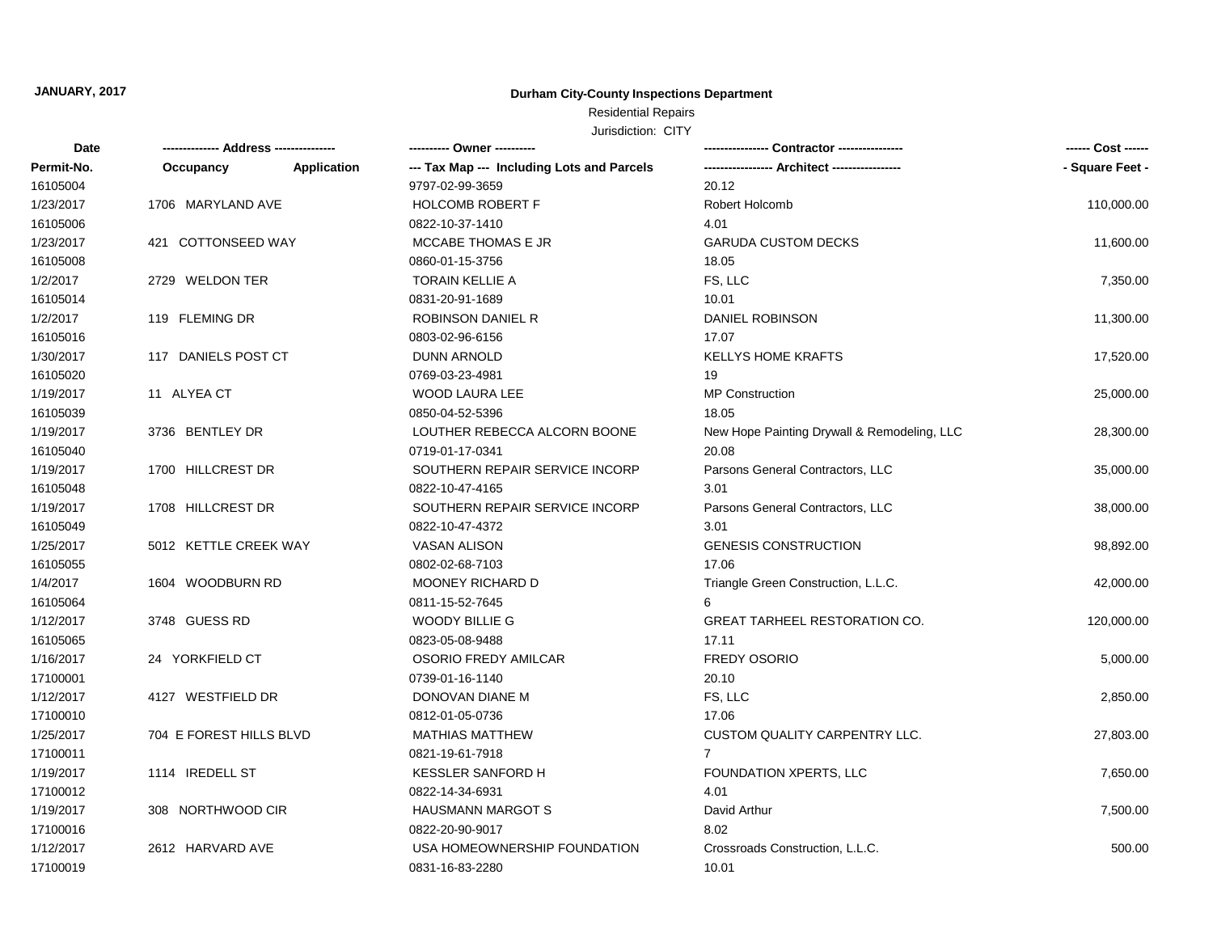**JANUARY, 2017**

**Durham City-County Inspections Department**

Residential Repairs

Jurisdiction: CITY

| Date / Permit-No. | Address / Occupancy / Application | Owner / Tax Map --- Including Lots and Parcels | Contractor / Architect | Cost / Square Feet |
|---|---|---|---|---|
| 16105004 | | 9797-02-99-3659 | 20.12 | |
| 1/23/2017 | 1706 MARYLAND AVE | HOLCOMB ROBERT F | Robert Holcomb | 110,000.00 |
| 16105006 | | 0822-10-37-1410 | 4.01 | |
| 1/23/2017 | 421 COTTONSEED WAY | MCCABE THOMAS E JR | GARUDA CUSTOM DECKS | 11,600.00 |
| 16105008 | | 0860-01-15-3756 | 18.05 | |
| 1/2/2017 | 2729 WELDON TER | TORAIN KELLIE A | FS, LLC | 7,350.00 |
| 16105014 | | 0831-20-91-1689 | 10.01 | |
| 1/2/2017 | 119 FLEMING DR | ROBINSON DANIEL R | DANIEL ROBINSON | 11,300.00 |
| 16105016 | | 0803-02-96-6156 | 17.07 | |
| 1/30/2017 | 117 DANIELS POST CT | DUNN ARNOLD | KELLYS HOME KRAFTS | 17,520.00 |
| 16105020 | | 0769-03-23-4981 | 19 | |
| 1/19/2017 | 11 ALYEA CT | WOOD LAURA LEE | MP Construction | 25,000.00 |
| 16105039 | | 0850-04-52-5396 | 18.05 | |
| 1/19/2017 | 3736 BENTLEY DR | LOUTHER REBECCA ALCORN BOONE | New Hope Painting Drywall & Remodeling, LLC | 28,300.00 |
| 16105040 | | 0719-01-17-0341 | 20.08 | |
| 1/19/2017 | 1700 HILLCREST DR | SOUTHERN REPAIR SERVICE INCORP | Parsons General Contractors, LLC | 35,000.00 |
| 16105048 | | 0822-10-47-4165 | 3.01 | |
| 1/19/2017 | 1708 HILLCREST DR | SOUTHERN REPAIR SERVICE INCORP | Parsons General Contractors, LLC | 38,000.00 |
| 16105049 | | 0822-10-47-4372 | 3.01 | |
| 1/25/2017 | 5012 KETTLE CREEK WAY | VASAN ALISON | GENESIS CONSTRUCTION | 98,892.00 |
| 16105055 | | 0802-02-68-7103 | 17.06 | |
| 1/4/2017 | 1604 WOODBURN RD | MOONEY RICHARD D | Triangle Green Construction, L.L.C. | 42,000.00 |
| 16105064 | | 0811-15-52-7645 | 6 | |
| 1/12/2017 | 3748 GUESS RD | WOODY BILLIE G | GREAT TARHEEL RESTORATION CO. | 120,000.00 |
| 16105065 | | 0823-05-08-9488 | 17.11 | |
| 1/16/2017 | 24 YORKFIELD CT | OSORIO FREDY AMILCAR | FREDY OSORIO | 5,000.00 |
| 17100001 | | 0739-01-16-1140 | 20.10 | |
| 1/12/2017 | 4127 WESTFIELD DR | DONOVAN DIANE M | FS, LLC | 2,850.00 |
| 17100010 | | 0812-01-05-0736 | 17.06 | |
| 1/25/2017 | 704 E FOREST HILLS BLVD | MATHIAS MATTHEW | CUSTOM QUALITY CARPENTRY LLC. | 27,803.00 |
| 17100011 | | 0821-19-61-7918 | 7 | |
| 1/19/2017 | 1114 IREDELL ST | KESSLER SANFORD H | FOUNDATION XPERTS, LLC | 7,650.00 |
| 17100012 | | 0822-14-34-6931 | 4.01 | |
| 1/19/2017 | 308 NORTHWOOD CIR | HAUSMANN MARGOT S | David Arthur | 7,500.00 |
| 17100016 | | 0822-20-90-9017 | 8.02 | |
| 1/12/2017 | 2612 HARVARD AVE | USA HOMEOWNERSHIP FOUNDATION | Crossroads Construction, L.L.C. | 500.00 |
| 17100019 | | 0831-16-83-2280 | 10.01 | |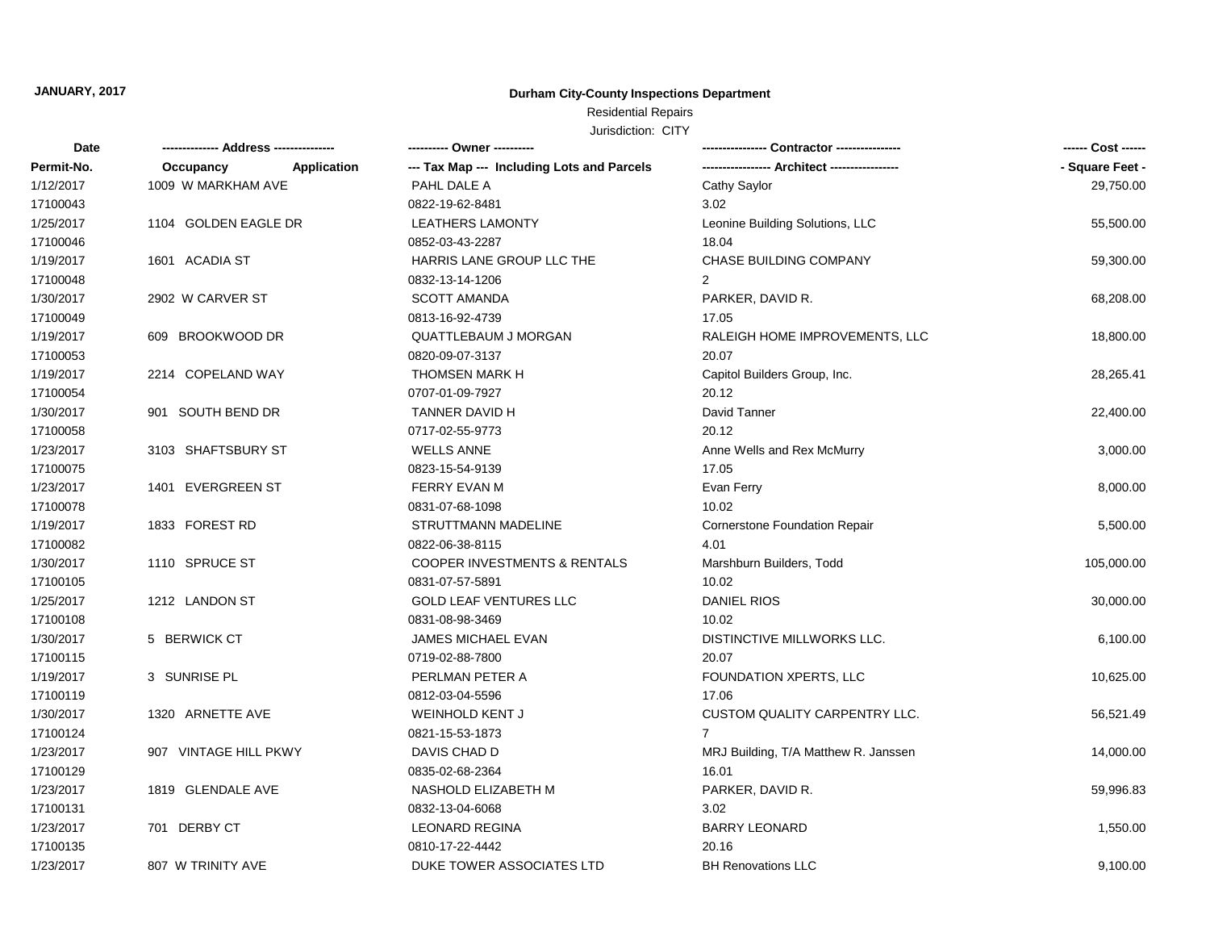**JANUARY, 2017**

**Durham City-County Inspections Department**

Residential Repairs

Jurisdiction: CITY

| Date<br>Permit-No. | ------------- Address --------------<br>Occupancy Application | ---------- Owner ----------<br>--- Tax Map --- Including Lots and Parcels | ---------------- Contractor ----------------<br>----------------- Architect ----------------- | ------ Cost ------<br>- Square Feet - |
|---|---|---|---|---|
| 1/12/2017 | 1009 W MARKHAM AVE | PAHL DALE A | Cathy Saylor | 29,750.00 |
| 17100043 | | 0822-19-62-8481 | 3.02 | |
| 1/25/2017 | 1104 GOLDEN EAGLE DR | LEATHERS LAMONTY | Leonine Building Solutions, LLC | 55,500.00 |
| 17100046 | | 0852-03-43-2287 | 18.04 | |
| 1/19/2017 | 1601 ACADIA ST | HARRIS LANE GROUP LLC THE | CHASE BUILDING COMPANY | 59,300.00 |
| 17100048 | | 0832-13-14-1206 | 2 | |
| 1/30/2017 | 2902 W CARVER ST | SCOTT AMANDA | PARKER, DAVID R. | 68,208.00 |
| 17100049 | | 0813-16-92-4739 | 17.05 | |
| 1/19/2017 | 609 BROOKWOOD DR | QUATTLEBAUM J MORGAN | RALEIGH HOME IMPROVEMENTS, LLC | 18,800.00 |
| 17100053 | | 0820-09-07-3137 | 20.07 | |
| 1/19/2017 | 2214 COPELAND WAY | THOMSEN MARK H | Capitol Builders Group, Inc. | 28,265.41 |
| 17100054 | | 0707-01-09-7927 | 20.12 | |
| 1/30/2017 | 901 SOUTH BEND DR | TANNER DAVID H | David Tanner | 22,400.00 |
| 17100058 | | 0717-02-55-9773 | 20.12 | |
| 1/23/2017 | 3103 SHAFTSBURY ST | WELLS ANNE | Anne Wells and Rex McMurry | 3,000.00 |
| 17100075 | | 0823-15-54-9139 | 17.05 | |
| 1/23/2017 | 1401 EVERGREEN ST | FERRY EVAN M | Evan Ferry | 8,000.00 |
| 17100078 | | 0831-07-68-1098 | 10.02 | |
| 1/19/2017 | 1833 FOREST RD | STRUTTMANN MADELINE | Cornerstone Foundation Repair | 5,500.00 |
| 17100082 | | 0822-06-38-8115 | 4.01 | |
| 1/30/2017 | 1110 SPRUCE ST | COOPER INVESTMENTS & RENTALS | Marshburn Builders, Todd | 105,000.00 |
| 17100105 | | 0831-07-57-5891 | 10.02 | |
| 1/25/2017 | 1212 LANDON ST | GOLD LEAF VENTURES LLC | DANIEL RIOS | 30,000.00 |
| 17100108 | | 0831-08-98-3469 | 10.02 | |
| 1/30/2017 | 5 BERWICK CT | JAMES MICHAEL EVAN | DISTINCTIVE MILLWORKS LLC. | 6,100.00 |
| 17100115 | | 0719-02-88-7800 | 20.07 | |
| 1/19/2017 | 3 SUNRISE PL | PERLMAN PETER A | FOUNDATION XPERTS, LLC | 10,625.00 |
| 17100119 | | 0812-03-04-5596 | 17.06 | |
| 1/30/2017 | 1320 ARNETTE AVE | WEINHOLD KENT J | CUSTOM QUALITY CARPENTRY LLC. | 56,521.49 |
| 17100124 | | 0821-15-53-1873 | 7 | |
| 1/23/2017 | 907 VINTAGE HILL PKWY | DAVIS CHAD D | MRJ Building, T/A Matthew R. Janssen | 14,000.00 |
| 17100129 | | 0835-02-68-2364 | 16.01 | |
| 1/23/2017 | 1819 GLENDALE AVE | NASHOLD ELIZABETH M | PARKER, DAVID R. | 59,996.83 |
| 17100131 | | 0832-13-04-6068 | 3.02 | |
| 1/23/2017 | 701 DERBY CT | LEONARD REGINA | BARRY LEONARD | 1,550.00 |
| 17100135 | | 0810-17-22-4442 | 20.16 | |
| 1/23/2017 | 807 W TRINITY AVE | DUKE TOWER ASSOCIATES LTD | BH Renovations LLC | 9,100.00 |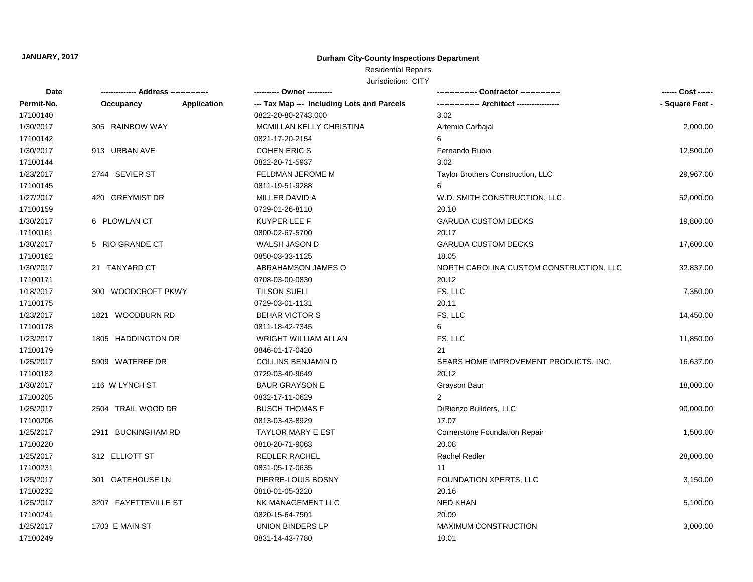**JANUARY, 2017**

## Durham City-County Inspections Department

Residential Repairs

Jurisdiction: CITY

| Date | ------------- Address -------------- | | ---------- Owner ---------- | ---------------- Contractor ---------------- | ------ Cost ------ |
|---|---|---|---|---|---|
| Permit-No. | Occupancy | Application | --- Tax Map --- Including Lots and Parcels | ----------------- Architect ----------------- | - Square Feet - |
| 17100140 | | | 0822-20-80-2743.000 | 3.02 | |
| 1/30/2017 | 305 RAINBOW WAY | | MCMILLAN KELLY CHRISTINA | Artemio Carbajal | 2,000.00 |
| 17100142 | | | 0821-17-20-2154 | 6 | |
| 1/30/2017 | 913 URBAN AVE | | COHEN ERIC S | Fernando Rubio | 12,500.00 |
| 17100144 | | | 0822-20-71-5937 | 3.02 | |
| 1/23/2017 | 2744 SEVIER ST | | FELDMAN JEROME M | Taylor Brothers Construction, LLC | 29,967.00 |
| 17100145 | | | 0811-19-51-9288 | 6 | |
| 1/27/2017 | 420 GREYMIST DR | | MILLER DAVID A | W.D. SMITH CONSTRUCTION, LLC. | 52,000.00 |
| 17100159 | | | 0729-01-26-8110 | 20.10 | |
| 1/30/2017 | 6 PLOWLAN CT | | KUYPER LEE F | GARUDA CUSTOM DECKS | 19,800.00 |
| 17100161 | | | 0800-02-67-5700 | 20.17 | |
| 1/30/2017 | 5 RIO GRANDE CT | | WALSH JASON D | GARUDA CUSTOM DECKS | 17,600.00 |
| 17100162 | | | 0850-03-33-1125 | 18.05 | |
| 1/30/2017 | 21 TANYARD CT | | ABRAHAMSON JAMES O | NORTH CAROLINA CUSTOM CONSTRUCTION, LLC | 32,837.00 |
| 17100171 | | | 0708-03-00-0830 | 20.12 | |
| 1/18/2017 | 300 WOODCROFT PKWY | | TILSON SUELI | FS, LLC | 7,350.00 |
| 17100175 | | | 0729-03-01-1131 | 20.11 | |
| 1/23/2017 | 1821 WOODBURN RD | | BEHAR VICTOR S | FS, LLC | 14,450.00 |
| 17100178 | | | 0811-18-42-7345 | 6 | |
| 1/23/2017 | 1805 HADDINGTON DR | | WRIGHT WILLIAM ALLAN | FS, LLC | 11,850.00 |
| 17100179 | | | 0846-01-17-0420 | 21 | |
| 1/25/2017 | 5909 WATEREE DR | | COLLINS BENJAMIN D | SEARS HOME IMPROVEMENT PRODUCTS, INC. | 16,637.00 |
| 17100182 | | | 0729-03-40-9649 | 20.12 | |
| 1/30/2017 | 116 W LYNCH ST | | BAUR GRAYSON E | Grayson Baur | 18,000.00 |
| 17100205 | | | 0832-17-11-0629 | 2 | |
| 1/25/2017 | 2504 TRAIL WOOD DR | | BUSCH THOMAS F | DiRienzo Builders, LLC | 90,000.00 |
| 17100206 | | | 0813-03-43-8929 | 17.07 | |
| 1/25/2017 | 2911 BUCKINGHAM RD | | TAYLOR MARY E EST | Cornerstone Foundation Repair | 1,500.00 |
| 17100220 | | | 0810-20-71-9063 | 20.08 | |
| 1/25/2017 | 312 ELLIOTT ST | | REDLER RACHEL | Rachel Redler | 28,000.00 |
| 17100231 | | | 0831-05-17-0635 | 11 | |
| 1/25/2017 | 301 GATEHOUSE LN | | PIERRE-LOUIS BOSNY | FOUNDATION XPERTS, LLC | 3,150.00 |
| 17100232 | | | 0810-01-05-3220 | 20.16 | |
| 1/25/2017 | 3207 FAYETTEVILLE ST | | NK MANAGEMENT LLC | NED KHAN | 5,100.00 |
| 17100241 | | | 0820-15-64-7501 | 20.09 | |
| 1/25/2017 | 1703 E MAIN ST | | UNION BINDERS LP | MAXIMUM CONSTRUCTION | 3,000.00 |
| 17100249 | | | 0831-14-43-7780 | 10.01 | |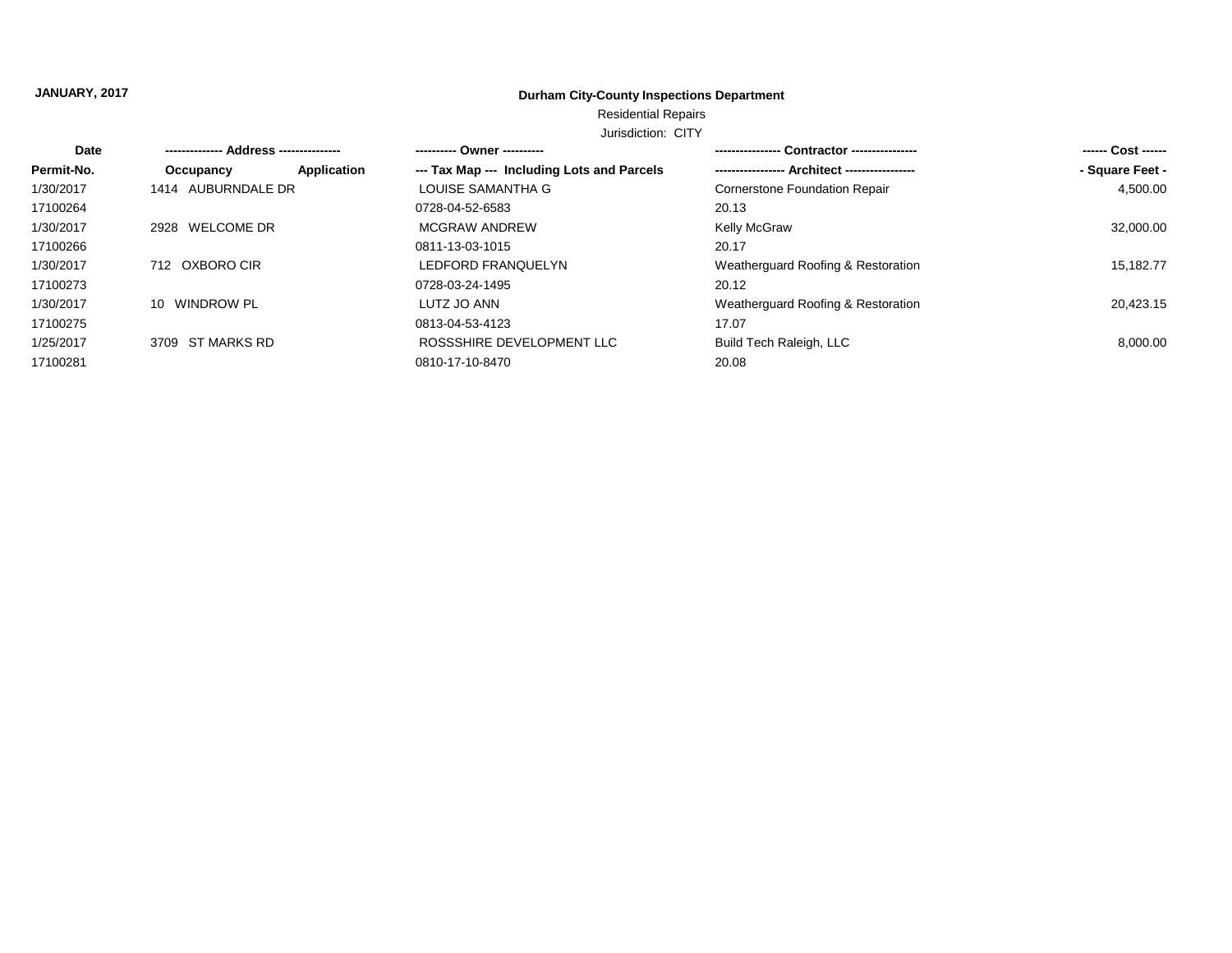**JANUARY, 2017**

**Durham City-County Inspections Department**

Residential Repairs

Jurisdiction: CITY

| Date / Permit-No. | Address / Occupancy | Application | Owner / Tax Map (Including Lots and Parcels) | Contractor / Architect | Cost / Square Feet |
|---|---|---|---|---|---|
| 1/30/2017 | 1414 AUBURNDALE DR | | LOUISE SAMANTHA G | Cornerstone Foundation Repair | 4,500.00 |
| 17100264 | | | 0728-04-52-6583 | 20.13 | |
| 1/30/2017 | 2928 WELCOME DR | | MCGRAW ANDREW | Kelly McGraw | 32,000.00 |
| 17100266 | | | 0811-13-03-1015 | 20.17 | |
| 1/30/2017 | 712 OXBORO CIR | | LEDFORD FRANQUELYN | Weatherguard Roofing & Restoration | 15,182.77 |
| 17100273 | | | 0728-03-24-1495 | 20.12 | |
| 1/30/2017 | 10 WINDROW PL | | LUTZ JO ANN | Weatherguard Roofing & Restoration | 20,423.15 |
| 17100275 | | | 0813-04-53-4123 | 17.07 | |
| 1/25/2017 | 3709 ST MARKS RD | | ROSSSHIRE DEVELOPMENT LLC | Build Tech Raleigh, LLC | 8,000.00 |
| 17100281 | | | 0810-17-10-8470 | 20.08 | |